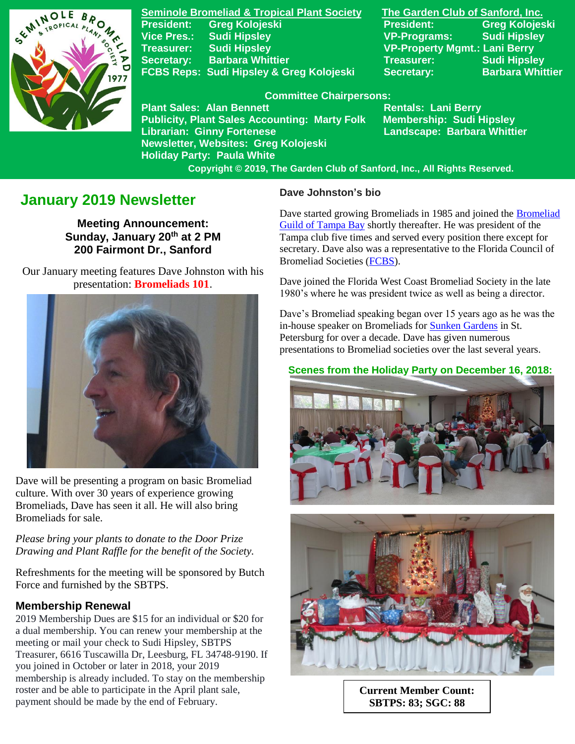**Seminole Bromeliad & Tropical Plant Society**

President: Greg Kolojeski
Vice Pres.: Sudi Hipsley
Treasurer: Sudi Hipsley
Secretary: Barbara Whittier
FCBS Reps: Sudi Hipsley & Greg Kolojeski

**The Garden Club of Sanford, Inc.**

President: Greg Kolojeski
VP-Programs: Sudi Hipsley
VP-Property Mgmt.: Lani Berry
Treasurer: Sudi Hipsley
Secretary: Barbara Whittier

**Committee Chairpersons:**

Plant Sales: Alan Bennett
Publicity, Plant Sales Accounting: Marty Folk
Librarian: Ginny Fortenese
Newsletter, Websites: Greg Kolojeski
Holiday Party: Paula White
Rentals: Lani Berry
Membership: Sudi Hipsley
Landscape: Barbara Whittier

Copyright © 2019, The Garden Club of Sanford, Inc., All Rights Reserved.

# January 2019 Newsletter

**Meeting Announcement:**
**Sunday, January 20th at 2 PM**
**200 Fairmont Dr., Sanford**

Our January meeting features Dave Johnston with his presentation: **Bromeliads 101**.

Dave will be presenting a program on basic Bromeliad culture. With over 30 years of experience growing Bromeliads, Dave has seen it all. He will also bring Bromeliads for sale.

*Please bring your plants to donate to the Door Prize Drawing and Plant Raffle for the benefit of the Society.*

Refreshments for the meeting will be sponsored by Butch Force and furnished by the SBTPS.

## Membership Renewal

2019 Membership Dues are $15 for an individual or $20 for a dual membership. You can renew your membership at the meeting or mail your check to Sudi Hipsley, SBTPS Treasurer, 6616 Tuscawilla Dr, Leesburg, FL 34748-9190. If you joined in October or later in 2018, your 2019 membership is already included. To stay on the membership roster and be able to participate in the April plant sale, payment should be made by the end of February.

### Dave Johnston's bio

Dave started growing Bromeliads in 1985 and joined the Bromeliad Guild of Tampa Bay shortly thereafter. He was president of the Tampa club five times and served every position there except for secretary. Dave also was a representative to the Florida Council of Bromeliad Societies (FCBS).

Dave joined the Florida West Coast Bromeliad Society in the late 1980's where he was president twice as well as being a director.

Dave's Bromeliad speaking began over 15 years ago as he was the in-house speaker on Bromeliads for Sunken Gardens in St. Petersburg for over a decade. Dave has given numerous presentations to Bromeliad societies over the last several years.

**Scenes from the Holiday Party on December 16, 2018:**

**Current Member Count:**
**SBTPS: 83; SGC: 88**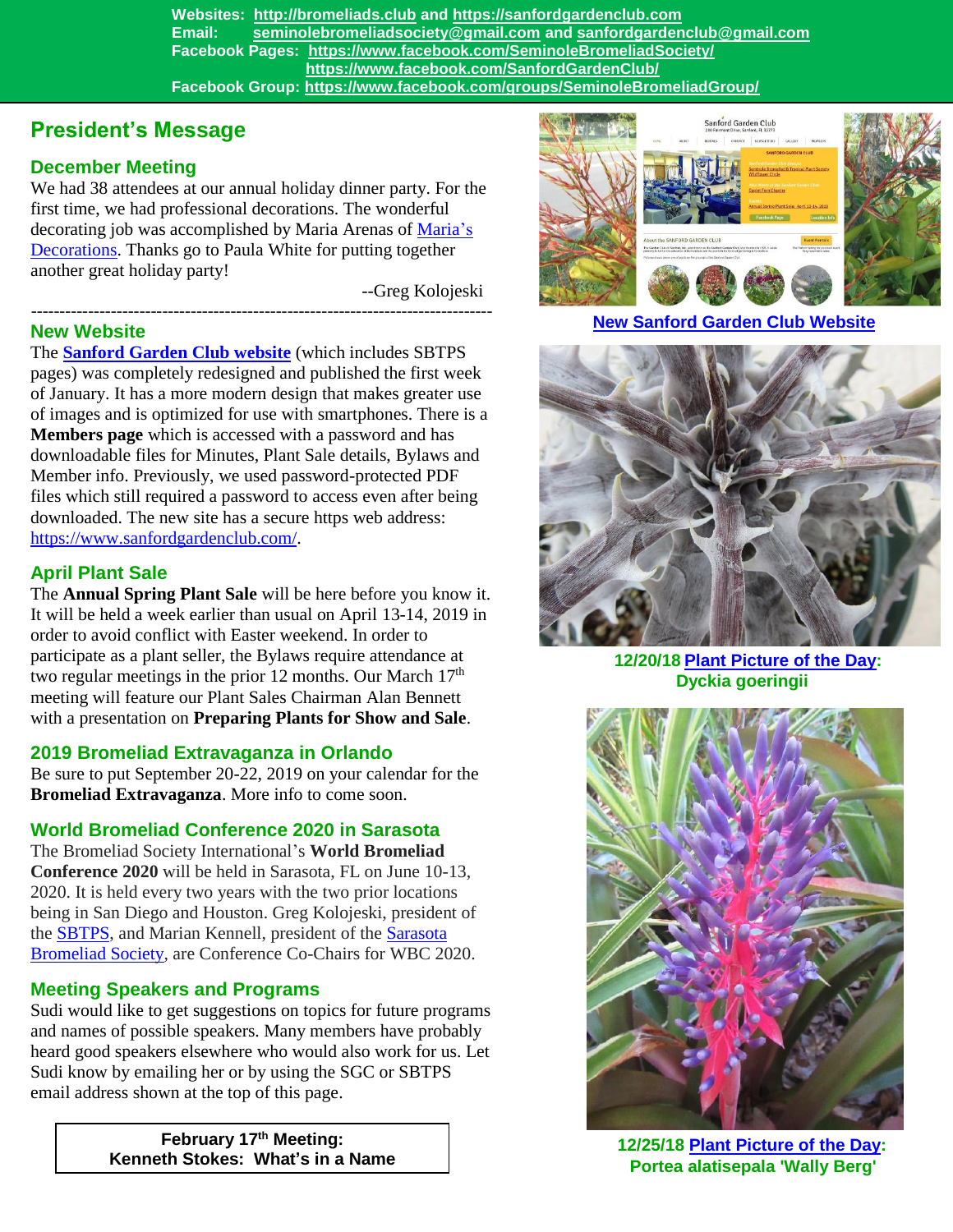**Websites:** http://bromeliads.club and https://sanfordgardenclub.com
**Email:** seminolebromeliadsociety@gmail.com and sanfordgardenclub@gmail.com
**Facebook Pages:** https://www.facebook.com/SeminoleBromeliadSociety/
https://www.facebook.com/SanfordGardenClub/
**Facebook Group:** https://www.facebook.com/groups/SeminoleBromeliadGroup/

## President's Message

### December Meeting

We had 38 attendees at our annual holiday dinner party. For the first time, we had professional decorations. The wonderful decorating job was accomplished by Maria Arenas of Maria's Decorations. Thanks go to Paula White for putting together another great holiday party!

--Greg Kolojeski

---

### New Website

The **Sanford Garden Club website** (which includes SBTPS pages) was completely redesigned and published the first week of January. It has a more modern design that makes greater use of images and is optimized for use with smartphones. There is a **Members page** which is accessed with a password and has downloadable files for Minutes, Plant Sale details, Bylaws and Member info. Previously, we used password-protected PDF files which still required a password to access even after being downloaded. The new site has a secure https web address: https://www.sanfordgardenclub.com/.

### April Plant Sale

The **Annual Spring Plant Sale** will be here before you know it. It will be held a week earlier than usual on April 13-14, 2019 in order to avoid conflict with Easter weekend. In order to participate as a plant seller, the Bylaws require attendance at two regular meetings in the prior 12 months. Our March 17th meeting will feature our Plant Sales Chairman Alan Bennett with a presentation on **Preparing Plants for Show and Sale**.

### 2019 Bromeliad Extravaganza in Orlando

Be sure to put September 20-22, 2019 on your calendar for the **Bromeliad Extravaganza**. More info to come soon.

### World Bromeliad Conference 2020 in Sarasota

The Bromeliad Society International's **World Bromeliad Conference 2020** will be held in Sarasota, FL on June 10-13, 2020. It is held every two years with the two prior locations being in San Diego and Houston. Greg Kolojeski, president of the SBTPS, and Marian Kennell, president of the Sarasota Bromeliad Society, are Conference Co-Chairs for WBC 2020.

### Meeting Speakers and Programs

Sudi would like to get suggestions on topics for future programs and names of possible speakers. Many members have probably heard good speakers elsewhere who would also work for us. Let Sudi know by emailing her or by using the SGC or SBTPS email address shown at the top of this page.

**February 17th Meeting:**
**Kenneth Stokes: What's in a Name**

**New Sanford Garden Club Website**

**12/20/18 Plant Picture of the Day: Dyckia goeringii**

**12/25/18 Plant Picture of the Day: Portea alatisepala 'Wally Berg'**